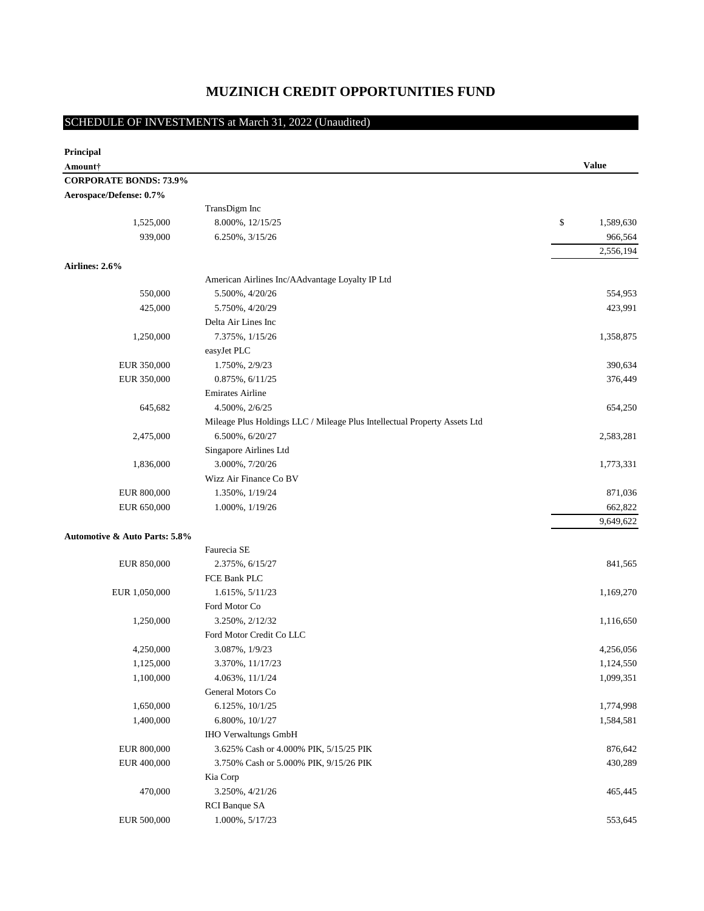# MUZINICH CREDIT OPPORTUNITIES FUND

## SCHEDULE OF INVESTMENTS at March 31, 2022 (Unaudited)

| Principal Amount† | | Value |
|---|---|---|
| **CORPORATE BONDS: 73.9%** | | |
| **Aerospace/Defense: 0.7%** | | |
| | TransDigm Inc | |
| 1,525,000 | 8.000%, 12/15/25 | $ 1,589,630 |
| 939,000 | 6.250%, 3/15/26 | 966,564 |
| | | 2,556,194 |
| **Airlines: 2.6%** | | |
| | American Airlines Inc/AAdvantage Loyalty IP Ltd | |
| 550,000 | 5.500%, 4/20/26 | 554,953 |
| 425,000 | 5.750%, 4/20/29 | 423,991 |
| | Delta Air Lines Inc | |
| 1,250,000 | 7.375%, 1/15/26 | 1,358,875 |
| | easyJet PLC | |
| EUR 350,000 | 1.750%, 2/9/23 | 390,634 |
| EUR 350,000 | 0.875%, 6/11/25 | 376,449 |
| | Emirates Airline | |
| 645,682 | 4.500%, 2/6/25 | 654,250 |
| | Mileage Plus Holdings LLC / Mileage Plus Intellectual Property Assets Ltd | |
| 2,475,000 | 6.500%, 6/20/27 | 2,583,281 |
| | Singapore Airlines Ltd | |
| 1,836,000 | 3.000%, 7/20/26 | 1,773,331 |
| | Wizz Air Finance Co BV | |
| EUR 800,000 | 1.350%, 1/19/24 | 871,036 |
| EUR 650,000 | 1.000%, 1/19/26 | 662,822 |
| | | 9,649,622 |
| **Automotive & Auto Parts: 5.8%** | | |
| | Faurecia SE | |
| EUR 850,000 | 2.375%, 6/15/27 | 841,565 |
| | FCE Bank PLC | |
| EUR 1,050,000 | 1.615%, 5/11/23 | 1,169,270 |
| | Ford Motor Co | |
| 1,250,000 | 3.250%, 2/12/32 | 1,116,650 |
| | Ford Motor Credit Co LLC | |
| 4,250,000 | 3.087%, 1/9/23 | 4,256,056 |
| 1,125,000 | 3.370%, 11/17/23 | 1,124,550 |
| 1,100,000 | 4.063%, 11/1/24 | 1,099,351 |
| | General Motors Co | |
| 1,650,000 | 6.125%, 10/1/25 | 1,774,998 |
| 1,400,000 | 6.800%, 10/1/27 | 1,584,581 |
| | IHO Verwaltungs GmbH | |
| EUR 800,000 | 3.625% Cash or 4.000% PIK, 5/15/25 PIK | 876,642 |
| EUR 400,000 | 3.750% Cash or 5.000% PIK, 9/15/26 PIK | 430,289 |
| | Kia Corp | |
| 470,000 | 3.250%, 4/21/26 | 465,445 |
| | RCI Banque SA | |
| EUR 500,000 | 1.000%, 5/17/23 | 553,645 |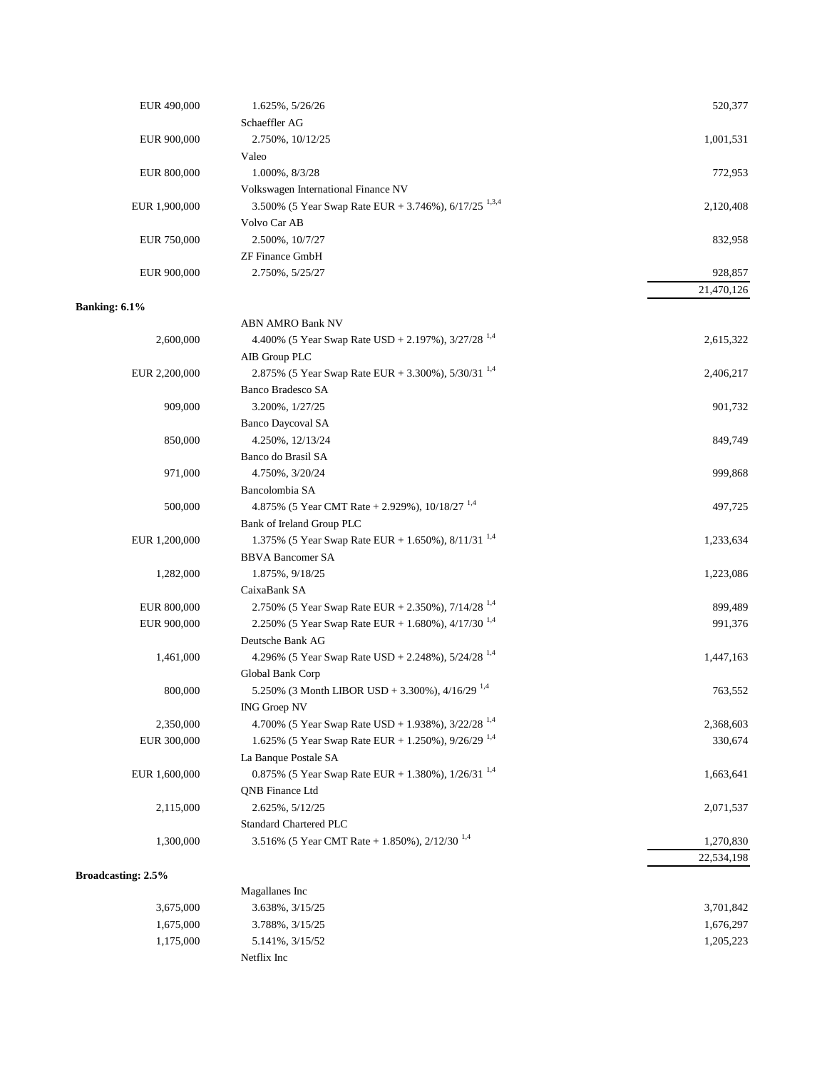| | | |
|---|---|---|
| EUR 490,000 | 1.625%, 5/26/26 | 520,377 |
| | Schaeffler AG | |
| EUR 900,000 | 2.750%, 10/12/25 | 1,001,531 |
| | Valeo | |
| EUR 800,000 | 1.000%, 8/3/28 | 772,953 |
| | Volkswagen International Finance NV | |
| EUR 1,900,000 | 3.500% (5 Year Swap Rate EUR + 3.746%), 6/17/25 [1,3,4] | 2,120,408 |
| | Volvo Car AB | |
| EUR 750,000 | 2.500%, 10/7/27 | 832,958 |
| | ZF Finance GmbH | |
| EUR 900,000 | 2.750%, 5/25/27 | 928,857 |
| | | 21,470,126 |
| **Banking: 6.1%** | | |
| | ABN AMRO Bank NV | |
| 2,600,000 | 4.400% (5 Year Swap Rate USD + 2.197%), 3/27/28 [1,4] | 2,615,322 |
| | AIB Group PLC | |
| EUR 2,200,000 | 2.875% (5 Year Swap Rate EUR + 3.300%), 5/30/31 [1,4] | 2,406,217 |
| | Banco Bradesco SA | |
| 909,000 | 3.200%, 1/27/25 | 901,732 |
| | Banco Daycoval SA | |
| 850,000 | 4.250%, 12/13/24 | 849,749 |
| | Banco do Brasil SA | |
| 971,000 | 4.750%, 3/20/24 | 999,868 |
| | Bancolombia SA | |
| 500,000 | 4.875% (5 Year CMT Rate + 2.929%), 10/18/27 [1,4] | 497,725 |
| | Bank of Ireland Group PLC | |
| EUR 1,200,000 | 1.375% (5 Year Swap Rate EUR + 1.650%), 8/11/31 [1,4] | 1,233,634 |
| | BBVA Bancomer SA | |
| 1,282,000 | 1.875%, 9/18/25 | 1,223,086 |
| | CaixaBank SA | |
| EUR 800,000 | 2.750% (5 Year Swap Rate EUR + 2.350%), 7/14/28 [1,4] | 899,489 |
| EUR 900,000 | 2.250% (5 Year Swap Rate EUR + 1.680%), 4/17/30 [1,4] | 991,376 |
| | Deutsche Bank AG | |
| 1,461,000 | 4.296% (5 Year Swap Rate USD + 2.248%), 5/24/28 [1,4] | 1,447,163 |
| | Global Bank Corp | |
| 800,000 | 5.250% (3 Month LIBOR USD + 3.300%), 4/16/29 [1,4] | 763,552 |
| | ING Groep NV | |
| 2,350,000 | 4.700% (5 Year Swap Rate USD + 1.938%), 3/22/28 [1,4] | 2,368,603 |
| EUR 300,000 | 1.625% (5 Year Swap Rate EUR + 1.250%), 9/26/29 [1,4] | 330,674 |
| | La Banque Postale SA | |
| EUR 1,600,000 | 0.875% (5 Year Swap Rate EUR + 1.380%), 1/26/31 [1,4] | 1,663,641 |
| | QNB Finance Ltd | |
| 2,115,000 | 2.625%, 5/12/25 | 2,071,537 |
| | Standard Chartered PLC | |
| 1,300,000 | 3.516% (5 Year CMT Rate + 1.850%), 2/12/30 [1,4] | 1,270,830 |
| | | 22,534,198 |
| **Broadcasting: 2.5%** | | |
| | Magallanes Inc | |
| 3,675,000 | 3.638%, 3/15/25 | 3,701,842 |
| 1,675,000 | 3.788%, 3/15/25 | 1,676,297 |
| 1,175,000 | 5.141%, 3/15/52 | 1,205,223 |
| | Netflix Inc | |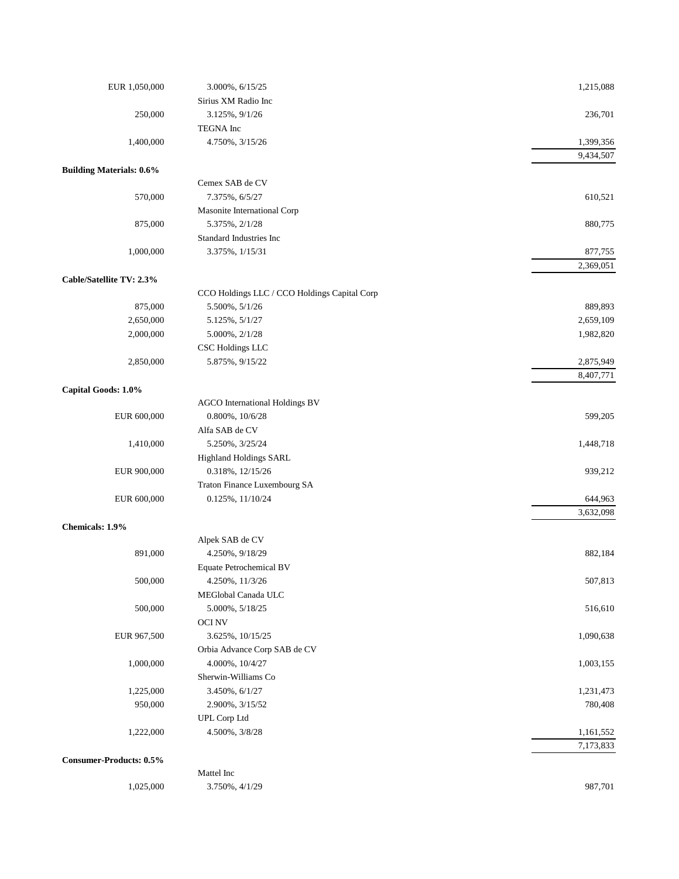| Principal Amount | Description | Value |
|---|---|---|
| EUR 1,050,000 | 3.000%, 6/15/25 | 1,215,088 |
| | Sirius XM Radio Inc | |
| 250,000 | 3.125%, 9/1/26 | 236,701 |
| | TEGNA Inc | |
| 1,400,000 | 4.750%, 3/15/26 | 1,399,356 |
| | | 9,434,507 |
| **Building Materials: 0.6%** | | |
| | Cemex SAB de CV | |
| 570,000 | 7.375%, 6/5/27 | 610,521 |
| | Masonite International Corp | |
| 875,000 | 5.375%, 2/1/28 | 880,775 |
| | Standard Industries Inc | |
| 1,000,000 | 3.375%, 1/15/31 | 877,755 |
| | | 2,369,051 |
| **Cable/Satellite TV: 2.3%** | | |
| | CCO Holdings LLC / CCO Holdings Capital Corp | |
| 875,000 | 5.500%, 5/1/26 | 889,893 |
| 2,650,000 | 5.125%, 5/1/27 | 2,659,109 |
| 2,000,000 | 5.000%, 2/1/28 | 1,982,820 |
| | CSC Holdings LLC | |
| 2,850,000 | 5.875%, 9/15/22 | 2,875,949 |
| | | 8,407,771 |
| **Capital Goods: 1.0%** | | |
| | AGCO International Holdings BV | |
| EUR 600,000 | 0.800%, 10/6/28 | 599,205 |
| | Alfa SAB de CV | |
| 1,410,000 | 5.250%, 3/25/24 | 1,448,718 |
| | Highland Holdings SARL | |
| EUR 900,000 | 0.318%, 12/15/26 | 939,212 |
| | Traton Finance Luxembourg SA | |
| EUR 600,000 | 0.125%, 11/10/24 | 644,963 |
| | | 3,632,098 |
| **Chemicals: 1.9%** | | |
| | Alpek SAB de CV | |
| 891,000 | 4.250%, 9/18/29 | 882,184 |
| | Equate Petrochemical BV | |
| 500,000 | 4.250%, 11/3/26 | 507,813 |
| | MEGlobal Canada ULC | |
| 500,000 | 5.000%, 5/18/25 | 516,610 |
| | OCI NV | |
| EUR 967,500 | 3.625%, 10/15/25 | 1,090,638 |
| | Orbia Advance Corp SAB de CV | |
| 1,000,000 | 4.000%, 10/4/27 | 1,003,155 |
| | Sherwin-Williams Co | |
| 1,225,000 | 3.450%, 6/1/27 | 1,231,473 |
| 950,000 | 2.900%, 3/15/52 | 780,408 |
| | UPL Corp Ltd | |
| 1,222,000 | 4.500%, 3/8/28 | 1,161,552 |
| | | 7,173,833 |
| **Consumer-Products: 0.5%** | | |
| | Mattel Inc | |
| 1,025,000 | 3.750%, 4/1/29 | 987,701 |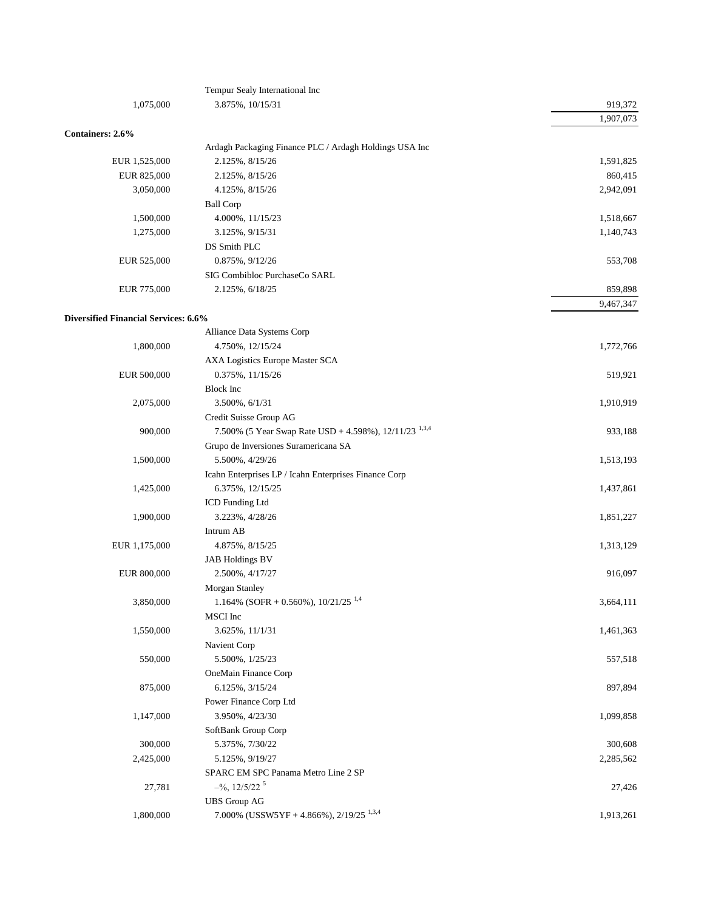| | | |
|---|---|---|
| | Tempur Sealy International Inc | |
| 1,075,000 | 3.875%, 10/15/31 | 919,372 |
| | | 1,907,073 |
| **Containers: 2.6%** | | |
| | Ardagh Packaging Finance PLC / Ardagh Holdings USA Inc | |
| EUR 1,525,000 | 2.125%, 8/15/26 | 1,591,825 |
| EUR 825,000 | 2.125%, 8/15/26 | 860,415 |
| 3,050,000 | 4.125%, 8/15/26 | 2,942,091 |
| | Ball Corp | |
| 1,500,000 | 4.000%, 11/15/23 | 1,518,667 |
| 1,275,000 | 3.125%, 9/15/31 | 1,140,743 |
| | DS Smith PLC | |
| EUR 525,000 | 0.875%, 9/12/26 | 553,708 |
| | SIG Combibloc PurchaseCo SARL | |
| EUR 775,000 | 2.125%, 6/18/25 | 859,898 |
| | | 9,467,347 |
| **Diversified Financial Services: 6.6%** | | |
| | Alliance Data Systems Corp | |
| 1,800,000 | 4.750%, 12/15/24 | 1,772,766 |
| | AXA Logistics Europe Master SCA | |
| EUR 500,000 | 0.375%, 11/15/26 | 519,921 |
| | Block Inc | |
| 2,075,000 | 3.500%, 6/1/31 | 1,910,919 |
| | Credit Suisse Group AG | |
| 900,000 | 7.500% (5 Year Swap Rate USD + 4.598%), 12/11/23 [1,3,4] | 933,188 |
| | Grupo de Inversiones Suramericana SA | |
| 1,500,000 | 5.500%, 4/29/26 | 1,513,193 |
| | Icahn Enterprises LP / Icahn Enterprises Finance Corp | |
| 1,425,000 | 6.375%, 12/15/25 | 1,437,861 |
| | ICD Funding Ltd | |
| 1,900,000 | 3.223%, 4/28/26 | 1,851,227 |
| | Intrum AB | |
| EUR 1,175,000 | 4.875%, 8/15/25 | 1,313,129 |
| | JAB Holdings BV | |
| EUR 800,000 | 2.500%, 4/17/27 | 916,097 |
| | Morgan Stanley | |
| 3,850,000 | 1.164% (SOFR + 0.560%), 10/21/25 [1,4] | 3,664,111 |
| | MSCI Inc | |
| 1,550,000 | 3.625%, 11/1/31 | 1,461,363 |
| | Navient Corp | |
| 550,000 | 5.500%, 1/25/23 | 557,518 |
| | OneMain Finance Corp | |
| 875,000 | 6.125%, 3/15/24 | 897,894 |
| | Power Finance Corp Ltd | |
| 1,147,000 | 3.950%, 4/23/30 | 1,099,858 |
| | SoftBank Group Corp | |
| 300,000 | 5.375%, 7/30/22 | 300,608 |
| 2,425,000 | 5.125%, 9/19/27 | 2,285,562 |
| | SPARC EM SPC Panama Metro Line 2 SP | |
| 27,781 | –%, 12/5/22 [5] | 27,426 |
| | UBS Group AG | |
| 1,800,000 | 7.000% (USSW5YF + 4.866%), 2/19/25 [1,3,4] | 1,913,261 |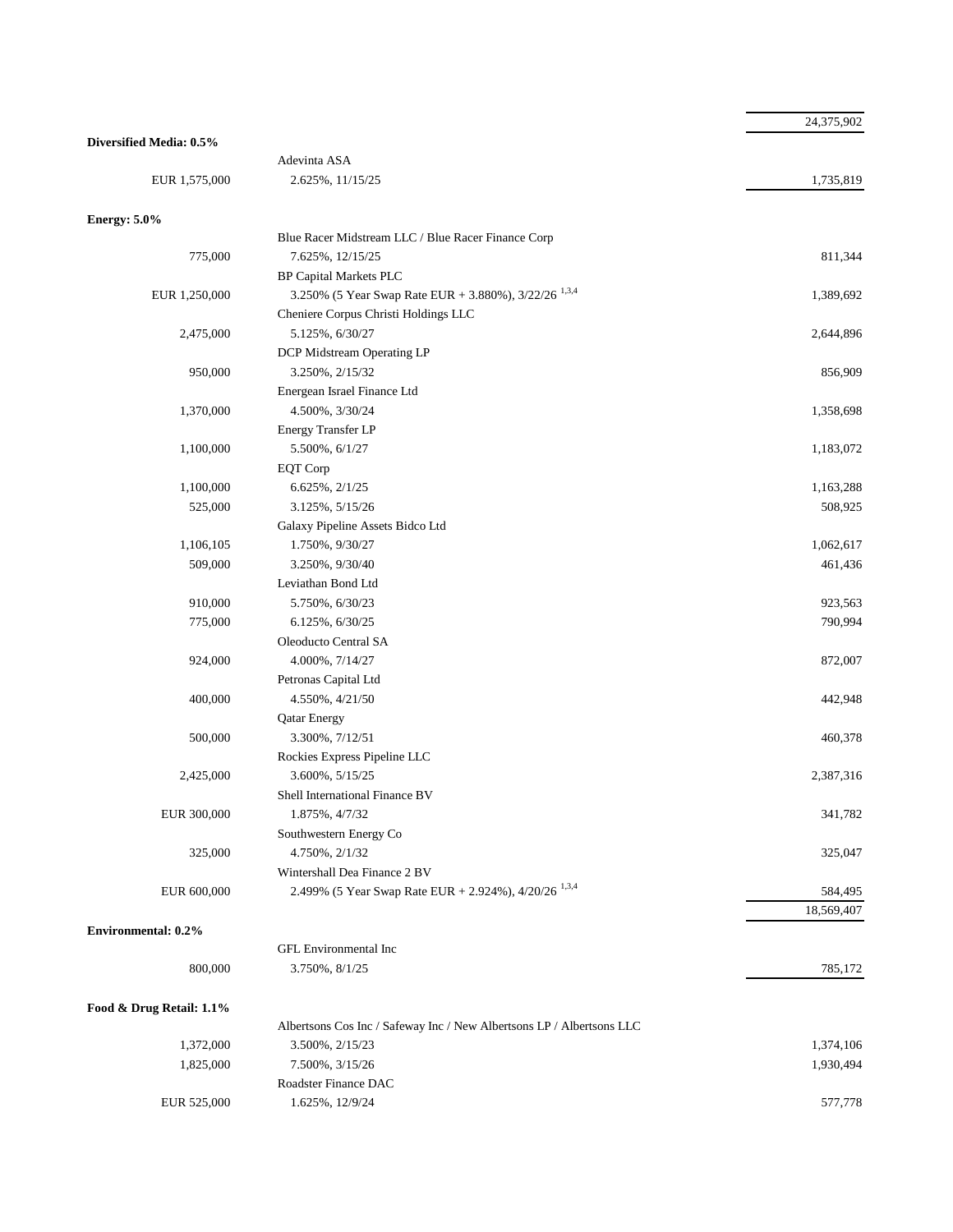| | | |
|---|---|---|
| | | 24,375,902 |
| **Diversified Media: 0.5%** | | |
| | Adevinta ASA | |
| EUR 1,575,000 | 2.625%, 11/15/25 | 1,735,819 |
| **Energy: 5.0%** | | |
| | Blue Racer Midstream LLC / Blue Racer Finance Corp | |
| 775,000 | 7.625%, 12/15/25 | 811,344 |
| | BP Capital Markets PLC | |
| EUR 1,250,000 | 3.250% (5 Year Swap Rate EUR + 3.880%), 3/22/26 [1,3,4] | 1,389,692 |
| | Cheniere Corpus Christi Holdings LLC | |
| 2,475,000 | 5.125%, 6/30/27 | 2,644,896 |
| | DCP Midstream Operating LP | |
| 950,000 | 3.250%, 2/15/32 | 856,909 |
| | Energean Israel Finance Ltd | |
| 1,370,000 | 4.500%, 3/30/24 | 1,358,698 |
| | Energy Transfer LP | |
| 1,100,000 | 5.500%, 6/1/27 | 1,183,072 |
| | EQT Corp | |
| 1,100,000 | 6.625%, 2/1/25 | 1,163,288 |
| 525,000 | 3.125%, 5/15/26 | 508,925 |
| | Galaxy Pipeline Assets Bidco Ltd | |
| 1,106,105 | 1.750%, 9/30/27 | 1,062,617 |
| 509,000 | 3.250%, 9/30/40 | 461,436 |
| | Leviathan Bond Ltd | |
| 910,000 | 5.750%, 6/30/23 | 923,563 |
| 775,000 | 6.125%, 6/30/25 | 790,994 |
| | Oleoducto Central SA | |
| 924,000 | 4.000%, 7/14/27 | 872,007 |
| | Petronas Capital Ltd | |
| 400,000 | 4.550%, 4/21/50 | 442,948 |
| | Qatar Energy | |
| 500,000 | 3.300%, 7/12/51 | 460,378 |
| | Rockies Express Pipeline LLC | |
| 2,425,000 | 3.600%, 5/15/25 | 2,387,316 |
| | Shell International Finance BV | |
| EUR 300,000 | 1.875%, 4/7/32 | 341,782 |
| | Southwestern Energy Co | |
| 325,000 | 4.750%, 2/1/32 | 325,047 |
| | Wintershall Dea Finance 2 BV | |
| EUR 600,000 | 2.499% (5 Year Swap Rate EUR + 2.924%), 4/20/26 [1,3,4] | 584,495 |
| | | 18,569,407 |
| **Environmental: 0.2%** | | |
| | GFL Environmental Inc | |
| 800,000 | 3.750%, 8/1/25 | 785,172 |
| **Food & Drug Retail: 1.1%** | | |
| | Albertsons Cos Inc / Safeway Inc / New Albertsons LP / Albertsons LLC | |
| 1,372,000 | 3.500%, 2/15/23 | 1,374,106 |
| 1,825,000 | 7.500%, 3/15/26 | 1,930,494 |
| | Roadster Finance DAC | |
| EUR 525,000 | 1.625%, 12/9/24 | 577,778 |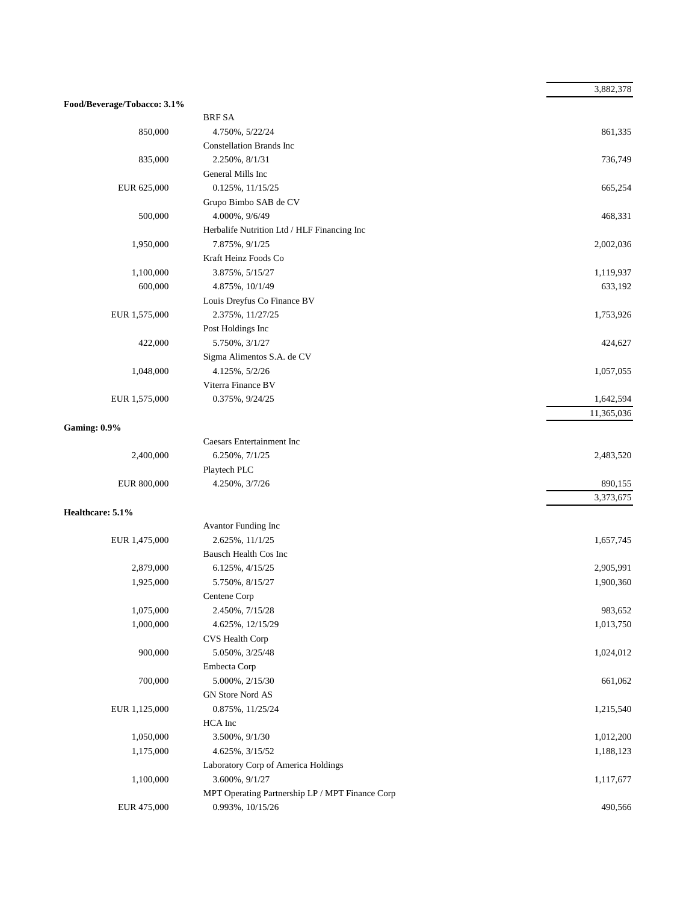| | | |
|---|---|---|
| | | 3,882,378 |
| **Food/Beverage/Tobacco: 3.1%** | | |
| | BRF SA | |
| 850,000 | 4.750%, 5/22/24 | 861,335 |
| | Constellation Brands Inc | |
| 835,000 | 2.250%, 8/1/31 | 736,749 |
| | General Mills Inc | |
| EUR 625,000 | 0.125%, 11/15/25 | 665,254 |
| | Grupo Bimbo SAB de CV | |
| 500,000 | 4.000%, 9/6/49 | 468,331 |
| | Herbalife Nutrition Ltd / HLF Financing Inc | |
| 1,950,000 | 7.875%, 9/1/25 | 2,002,036 |
| | Kraft Heinz Foods Co | |
| 1,100,000 | 3.875%, 5/15/27 | 1,119,937 |
| 600,000 | 4.875%, 10/1/49 | 633,192 |
| | Louis Dreyfus Co Finance BV | |
| EUR 1,575,000 | 2.375%, 11/27/25 | 1,753,926 |
| | Post Holdings Inc | |
| 422,000 | 5.750%, 3/1/27 | 424,627 |
| | Sigma Alimentos S.A. de CV | |
| 1,048,000 | 4.125%, 5/2/26 | 1,057,055 |
| | Viterra Finance BV | |
| EUR 1,575,000 | 0.375%, 9/24/25 | 1,642,594 |
| | | 11,365,036 |
| **Gaming: 0.9%** | | |
| | Caesars Entertainment Inc | |
| 2,400,000 | 6.250%, 7/1/25 | 2,483,520 |
| | Playtech PLC | |
| EUR 800,000 | 4.250%, 3/7/26 | 890,155 |
| | | 3,373,675 |
| **Healthcare: 5.1%** | | |
| | Avantor Funding Inc | |
| EUR 1,475,000 | 2.625%, 11/1/25 | 1,657,745 |
| | Bausch Health Cos Inc | |
| 2,879,000 | 6.125%, 4/15/25 | 2,905,991 |
| 1,925,000 | 5.750%, 8/15/27 | 1,900,360 |
| | Centene Corp | |
| 1,075,000 | 2.450%, 7/15/28 | 983,652 |
| 1,000,000 | 4.625%, 12/15/29 | 1,013,750 |
| | CVS Health Corp | |
| 900,000 | 5.050%, 3/25/48 | 1,024,012 |
| | Embecta Corp | |
| 700,000 | 5.000%, 2/15/30 | 661,062 |
| | GN Store Nord AS | |
| EUR 1,125,000 | 0.875%, 11/25/24 | 1,215,540 |
| | HCA Inc | |
| 1,050,000 | 3.500%, 9/1/30 | 1,012,200 |
| 1,175,000 | 4.625%, 3/15/52 | 1,188,123 |
| | Laboratory Corp of America Holdings | |
| 1,100,000 | 3.600%, 9/1/27 | 1,117,677 |
| | MPT Operating Partnership LP / MPT Finance Corp | |
| EUR 475,000 | 0.993%, 10/15/26 | 490,566 |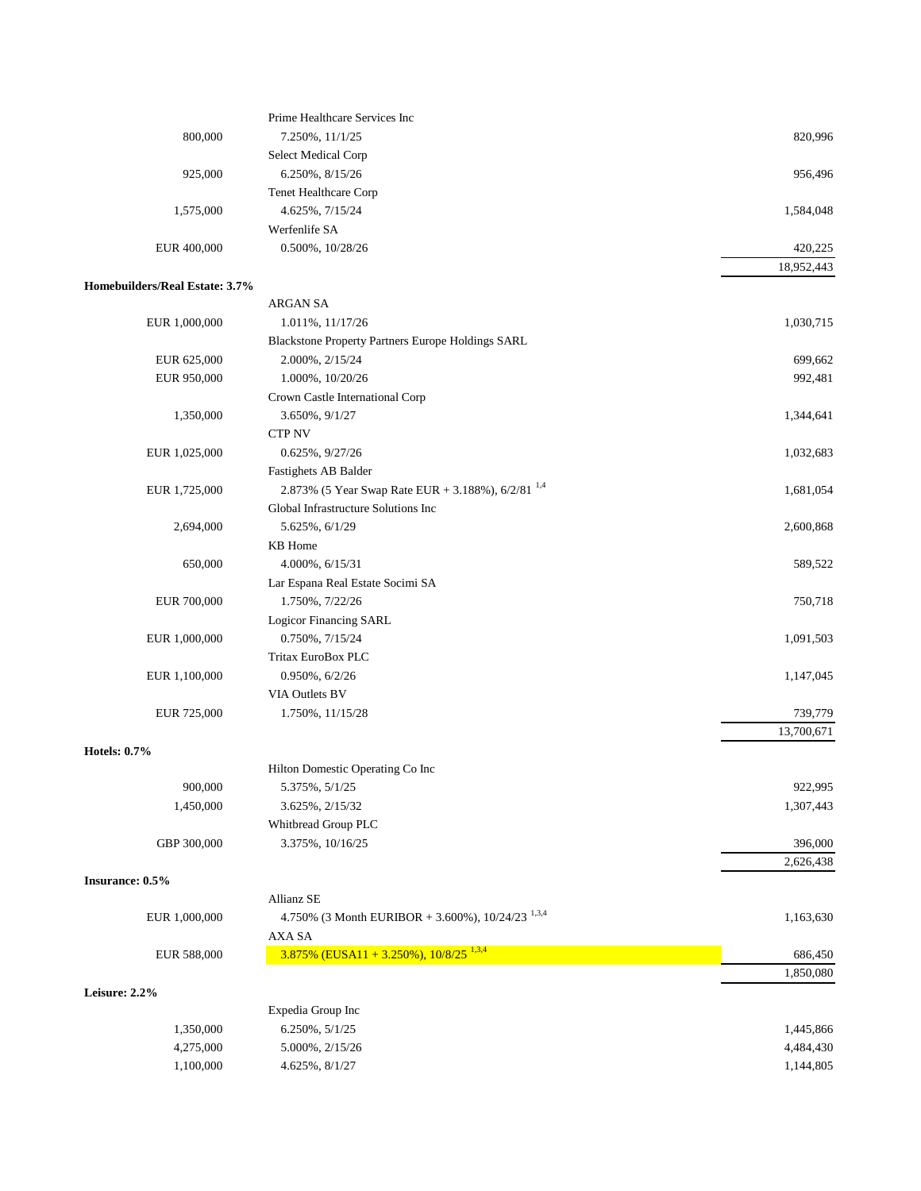| Principal Amount | Description | Value |
|---|---|---|
| | Prime Healthcare Services Inc | |
| 800,000 | 7.250%, 11/1/25 | 820,996 |
| | Select Medical Corp | |
| 925,000 | 6.250%, 8/15/26 | 956,496 |
| | Tenet Healthcare Corp | |
| 1,575,000 | 4.625%, 7/15/24 | 1,584,048 |
| | Werfenlife SA | |
| EUR 400,000 | 0.500%, 10/28/26 | 420,225 |
| | | 18,952,443 |
| **Homebuilders/Real Estate: 3.7%** | | |
| | ARGAN SA | |
| EUR 1,000,000 | 1.011%, 11/17/26 | 1,030,715 |
| | Blackstone Property Partners Europe Holdings SARL | |
| EUR 625,000 | 2.000%, 2/15/24 | 699,662 |
| EUR 950,000 | 1.000%, 10/20/26 | 992,481 |
| | Crown Castle International Corp | |
| 1,350,000 | 3.650%, 9/1/27 | 1,344,641 |
| | CTP NV | |
| EUR 1,025,000 | 0.625%, 9/27/26 | 1,032,683 |
| | Fastighets AB Balder | |
| EUR 1,725,000 | 2.873% (5 Year Swap Rate EUR + 3.188%), 6/2/81 [1,4] | 1,681,054 |
| | Global Infrastructure Solutions Inc | |
| 2,694,000 | 5.625%, 6/1/29 | 2,600,868 |
| | KB Home | |
| 650,000 | 4.000%, 6/15/31 | 589,522 |
| | Lar Espana Real Estate Socimi SA | |
| EUR 700,000 | 1.750%, 7/22/26 | 750,718 |
| | Logicor Financing SARL | |
| EUR 1,000,000 | 0.750%, 7/15/24 | 1,091,503 |
| | Tritax EuroBox PLC | |
| EUR 1,100,000 | 0.950%, 6/2/26 | 1,147,045 |
| | VIA Outlets BV | |
| EUR 725,000 | 1.750%, 11/15/28 | 739,779 |
| | | 13,700,671 |
| **Hotels: 0.7%** | | |
| | Hilton Domestic Operating Co Inc | |
| 900,000 | 5.375%, 5/1/25 | 922,995 |
| 1,450,000 | 3.625%, 2/15/32 | 1,307,443 |
| | Whitbread Group PLC | |
| GBP 300,000 | 3.375%, 10/16/25 | 396,000 |
| | | 2,626,438 |
| **Insurance: 0.5%** | | |
| | Allianz SE | |
| EUR 1,000,000 | 4.750% (3 Month EURIBOR + 3.600%), 10/24/23 [1,3,4] | 1,163,630 |
| | AXA SA | |
| EUR 588,000 | 3.875% (EUSA11 + 3.250%), 10/8/25 [1,3,4] | 686,450 |
| | | 1,850,080 |
| **Leisure: 2.2%** | | |
| | Expedia Group Inc | |
| 1,350,000 | 6.250%, 5/1/25 | 1,445,866 |
| 4,275,000 | 5.000%, 2/15/26 | 4,484,430 |
| 1,100,000 | 4.625%, 8/1/27 | 1,144,805 |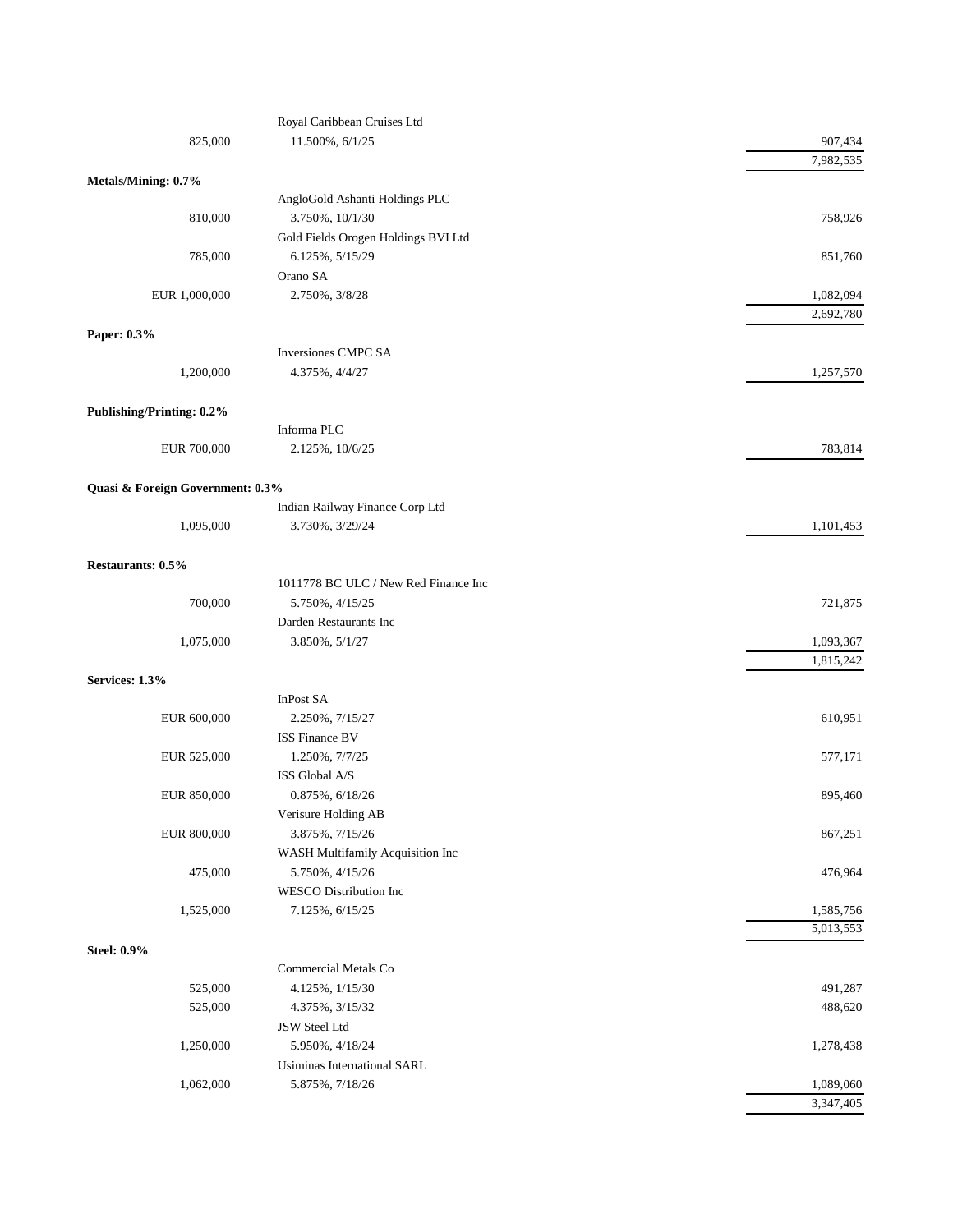| Principal Amount | Description | Value |
|---|---|---|
| | Royal Caribbean Cruises Ltd | |
| 825,000 | 11.500%, 6/1/25 | 907,434 |
| | | 7,982,535 |
| **Metals/Mining: 0.7%** | | |
| | AngloGold Ashanti Holdings PLC | |
| 810,000 | 3.750%, 10/1/30 | 758,926 |
| | Gold Fields Orogen Holdings BVI Ltd | |
| 785,000 | 6.125%, 5/15/29 | 851,760 |
| | Orano SA | |
| EUR 1,000,000 | 2.750%, 3/8/28 | 1,082,094 |
| | | 2,692,780 |
| **Paper: 0.3%** | | |
| | Inversiones CMPC SA | |
| 1,200,000 | 4.375%, 4/4/27 | 1,257,570 |
| **Publishing/Printing: 0.2%** | | |
| | Informa PLC | |
| EUR 700,000 | 2.125%, 10/6/25 | 783,814 |
| **Quasi & Foreign Government: 0.3%** | | |
| | Indian Railway Finance Corp Ltd | |
| 1,095,000 | 3.730%, 3/29/24 | 1,101,453 |
| **Restaurants: 0.5%** | | |
| | 1011778 BC ULC / New Red Finance Inc | |
| 700,000 | 5.750%, 4/15/25 | 721,875 |
| | Darden Restaurants Inc | |
| 1,075,000 | 3.850%, 5/1/27 | 1,093,367 |
| | | 1,815,242 |
| **Services: 1.3%** | | |
| | InPost SA | |
| EUR 600,000 | 2.250%, 7/15/27 | 610,951 |
| | ISS Finance BV | |
| EUR 525,000 | 1.250%, 7/7/25 | 577,171 |
| | ISS Global A/S | |
| EUR 850,000 | 0.875%, 6/18/26 | 895,460 |
| | Verisure Holding AB | |
| EUR 800,000 | 3.875%, 7/15/26 | 867,251 |
| | WASH Multifamily Acquisition Inc | |
| 475,000 | 5.750%, 4/15/26 | 476,964 |
| | WESCO Distribution Inc | |
| 1,525,000 | 7.125%, 6/15/25 | 1,585,756 |
| | | 5,013,553 |
| **Steel: 0.9%** | | |
| | Commercial Metals Co | |
| 525,000 | 4.125%, 1/15/30 | 491,287 |
| 525,000 | 4.375%, 3/15/32 | 488,620 |
| | JSW Steel Ltd | |
| 1,250,000 | 5.950%, 4/18/24 | 1,278,438 |
| | Usiminas International SARL | |
| 1,062,000 | 5.875%, 7/18/26 | 1,089,060 |
| | | 3,347,405 |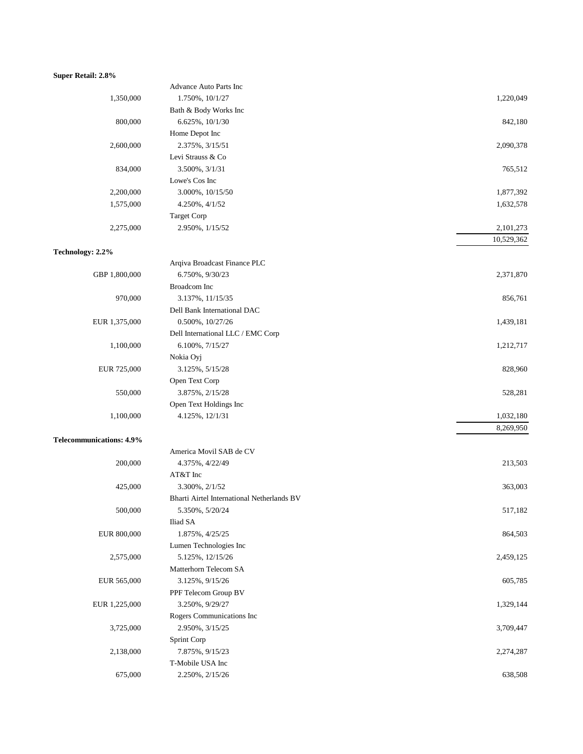| Principal Amount | Description | Value |
|---|---|---|
| **Super Retail: 2.8%** | | |
| | Advance Auto Parts Inc | |
| 1,350,000 | 1.750%, 10/1/27 | 1,220,049 |
| | Bath & Body Works Inc | |
| 800,000 | 6.625%, 10/1/30 | 842,180 |
| | Home Depot Inc | |
| 2,600,000 | 2.375%, 3/15/51 | 2,090,378 |
| | Levi Strauss & Co | |
| 834,000 | 3.500%, 3/1/31 | 765,512 |
| | Lowe's Cos Inc | |
| 2,200,000 | 3.000%, 10/15/50 | 1,877,392 |
| 1,575,000 | 4.250%, 4/1/52 | 1,632,578 |
| | Target Corp | |
| 2,275,000 | 2.950%, 1/15/52 | 2,101,273 |
| | | 10,529,362 |
| **Technology: 2.2%** | | |
| | Arqiva Broadcast Finance PLC | |
| GBP 1,800,000 | 6.750%, 9/30/23 | 2,371,870 |
| | Broadcom Inc | |
| 970,000 | 3.137%, 11/15/35 | 856,761 |
| | Dell Bank International DAC | |
| EUR 1,375,000 | 0.500%, 10/27/26 | 1,439,181 |
| | Dell International LLC / EMC Corp | |
| 1,100,000 | 6.100%, 7/15/27 | 1,212,717 |
| | Nokia Oyj | |
| EUR 725,000 | 3.125%, 5/15/28 | 828,960 |
| | Open Text Corp | |
| 550,000 | 3.875%, 2/15/28 | 528,281 |
| | Open Text Holdings Inc | |
| 1,100,000 | 4.125%, 12/1/31 | 1,032,180 |
| | | 8,269,950 |
| **Telecommunications: 4.9%** | | |
| | America Movil SAB de CV | |
| 200,000 | 4.375%, 4/22/49 | 213,503 |
| | AT&T Inc | |
| 425,000 | 3.300%, 2/1/52 | 363,003 |
| | Bharti Airtel International Netherlands BV | |
| 500,000 | 5.350%, 5/20/24 | 517,182 |
| | Iliad SA | |
| EUR 800,000 | 1.875%, 4/25/25 | 864,503 |
| | Lumen Technologies Inc | |
| 2,575,000 | 5.125%, 12/15/26 | 2,459,125 |
| | Matterhorn Telecom SA | |
| EUR 565,000 | 3.125%, 9/15/26 | 605,785 |
| | PPF Telecom Group BV | |
| EUR 1,225,000 | 3.250%, 9/29/27 | 1,329,144 |
| | Rogers Communications Inc | |
| 3,725,000 | 2.950%, 3/15/25 | 3,709,447 |
| | Sprint Corp | |
| 2,138,000 | 7.875%, 9/15/23 | 2,274,287 |
| | T-Mobile USA Inc | |
| 675,000 | 2.250%, 2/15/26 | 638,508 |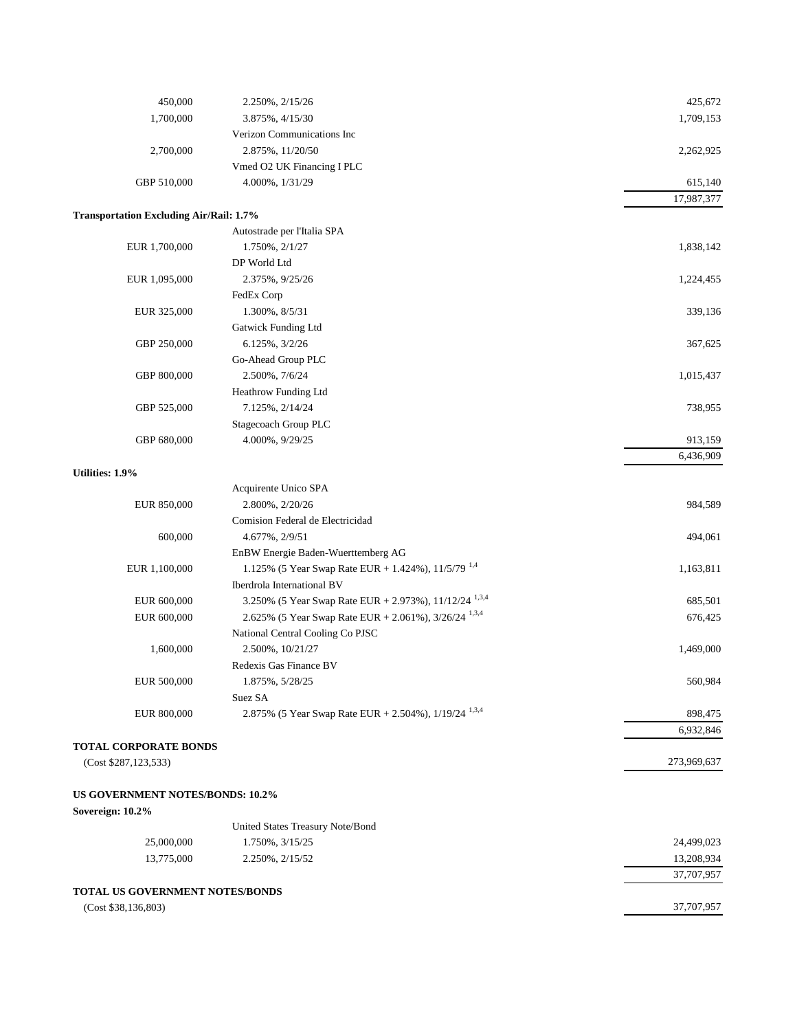| Principal Amount | Description | Value |
|---|---|---|
| 450,000 | 2.250%, 2/15/26 | 425,672 |
| 1,700,000 | 3.875%, 4/15/30 | 1,709,153 |
| | Verizon Communications Inc | |
| 2,700,000 | 2.875%, 11/20/50 | 2,262,925 |
| | Vmed O2 UK Financing I PLC | |
| GBP 510,000 | 4.000%, 1/31/29 | 615,140 |
| | | 17,987,377 |
| **Transportation Excluding Air/Rail: 1.7%** | | |
| | Autostrade per l'Italia SPA | |
| EUR 1,700,000 | 1.750%, 2/1/27 | 1,838,142 |
| | DP World Ltd | |
| EUR 1,095,000 | 2.375%, 9/25/26 | 1,224,455 |
| | FedEx Corp | |
| EUR 325,000 | 1.300%, 8/5/31 | 339,136 |
| | Gatwick Funding Ltd | |
| GBP 250,000 | 6.125%, 3/2/26 | 367,625 |
| | Go-Ahead Group PLC | |
| GBP 800,000 | 2.500%, 7/6/24 | 1,015,437 |
| | Heathrow Funding Ltd | |
| GBP 525,000 | 7.125%, 2/14/24 | 738,955 |
| | Stagecoach Group PLC | |
| GBP 680,000 | 4.000%, 9/29/25 | 913,159 |
| | | 6,436,909 |
| **Utilities: 1.9%** | | |
| | Acquirente Unico SPA | |
| EUR 850,000 | 2.800%, 2/20/26 | 984,589 |
| | Comision Federal de Electricidad | |
| 600,000 | 4.677%, 2/9/51 | 494,061 |
| | EnBW Energie Baden-Wuerttemberg AG | |
| EUR 1,100,000 | 1.125% (5 Year Swap Rate EUR + 1.424%), 11/5/79 [1,4] | 1,163,811 |
| | Iberdrola International BV | |
| EUR 600,000 | 3.250% (5 Year Swap Rate EUR + 2.973%), 11/12/24 [1,3,4] | 685,501 |
| EUR 600,000 | 2.625% (5 Year Swap Rate EUR + 2.061%), 3/26/24 [1,3,4] | 676,425 |
| | National Central Cooling Co PJSC | |
| 1,600,000 | 2.500%, 10/21/27 | 1,469,000 |
| | Redexis Gas Finance BV | |
| EUR 500,000 | 1.875%, 5/28/25 | 560,984 |
| | Suez SA | |
| EUR 800,000 | 2.875% (5 Year Swap Rate EUR + 2.504%), 1/19/24 [1,3,4] | 898,475 |
| | | 6,932,846 |
| **TOTAL CORPORATE BONDS** | | |
| (Cost $287,123,533) | | 273,969,637 |
| **US GOVERNMENT NOTES/BONDS: 10.2%** | | |
| **Sovereign: 10.2%** | | |
| | United States Treasury Note/Bond | |
| 25,000,000 | 1.750%, 3/15/25 | 24,499,023 |
| 13,775,000 | 2.250%, 2/15/52 | 13,208,934 |
| | | 37,707,957 |
| **TOTAL US GOVERNMENT NOTES/BONDS** | | |
| (Cost $38,136,803) | | 37,707,957 |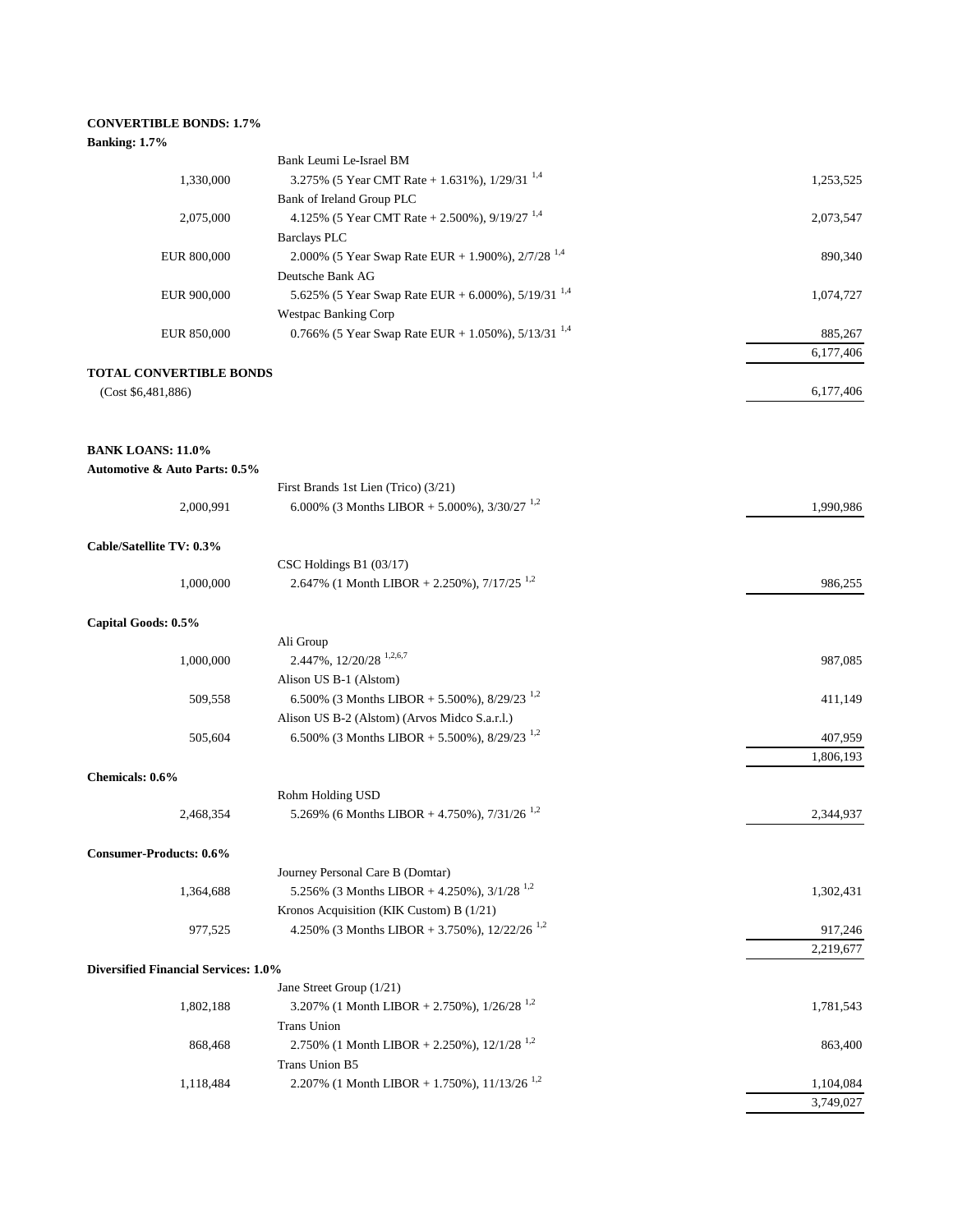**CONVERTIBLE BONDS: 1.7%**

**Banking: 1.7%**

| | | |
|---|---|---|
| | Bank Leumi Le-Israel BM | |
| 1,330,000 | 3.275% (5 Year CMT Rate + 1.631%), 1/29/31 [1,4] | 1,253,525 |
| | Bank of Ireland Group PLC | |
| 2,075,000 | 4.125% (5 Year CMT Rate + 2.500%), 9/19/27 [1,4] | 2,073,547 |
| | Barclays PLC | |
| EUR 800,000 | 2.000% (5 Year Swap Rate EUR + 1.900%), 2/7/28 [1,4] | 890,340 |
| | Deutsche Bank AG | |
| EUR 900,000 | 5.625% (5 Year Swap Rate EUR + 6.000%), 5/19/31 [1,4] | 1,074,727 |
| | Westpac Banking Corp | |
| EUR 850,000 | 0.766% (5 Year Swap Rate EUR + 1.050%), 5/13/31 [1,4] | 885,267 |
| | | 6,177,406 |

**TOTAL CONVERTIBLE BONDS**

| | | |
|---|---|---|
| (Cost $6,481,886) | | 6,177,406 |

**BANK LOANS: 11.0%**

**Automotive & Auto Parts: 0.5%**

| | | |
|---|---|---|
| | First Brands 1st Lien (Trico) (3/21) | |
| 2,000,991 | 6.000% (3 Months LIBOR + 5.000%), 3/30/27 [1,2] | 1,990,986 |

**Cable/Satellite TV: 0.3%**

| | | |
|---|---|---|
| | CSC Holdings B1 (03/17) | |
| 1,000,000 | 2.647% (1 Month LIBOR + 2.250%), 7/17/25 [1,2] | 986,255 |

**Capital Goods: 0.5%**

| | | |
|---|---|---|
| | Ali Group | |
| 1,000,000 | 2.447%, 12/20/28 [1,2,6,7] | 987,085 |
| | Alison US B-1 (Alstom) | |
| 509,558 | 6.500% (3 Months LIBOR + 5.500%), 8/29/23 [1,2] | 411,149 |
| | Alison US B-2 (Alstom) (Arvos Midco S.a.r.l.) | |
| 505,604 | 6.500% (3 Months LIBOR + 5.500%), 8/29/23 [1,2] | 407,959 |
| | | 1,806,193 |

**Chemicals: 0.6%**

| | | |
|---|---|---|
| | Rohm Holding USD | |
| 2,468,354 | 5.269% (6 Months LIBOR + 4.750%), 7/31/26 [1,2] | 2,344,937 |

**Consumer-Products: 0.6%**

| | | |
|---|---|---|
| | Journey Personal Care B (Domtar) | |
| 1,364,688 | 5.256% (3 Months LIBOR + 4.250%), 3/1/28 [1,2] | 1,302,431 |
| | Kronos Acquisition (KIK Custom) B (1/21) | |
| 977,525 | 4.250% (3 Months LIBOR + 3.750%), 12/22/26 [1,2] | 917,246 |
| | | 2,219,677 |

**Diversified Financial Services: 1.0%**

| | | |
|---|---|---|
| | Jane Street Group (1/21) | |
| 1,802,188 | 3.207% (1 Month LIBOR + 2.750%), 1/26/28 [1,2] | 1,781,543 |
| | Trans Union | |
| 868,468 | 2.750% (1 Month LIBOR + 2.250%), 12/1/28 [1,2] | 863,400 |
| | Trans Union B5 | |
| 1,118,484 | 2.207% (1 Month LIBOR + 1.750%), 11/13/26 [1,2] | 1,104,084 |
| | | 3,749,027 |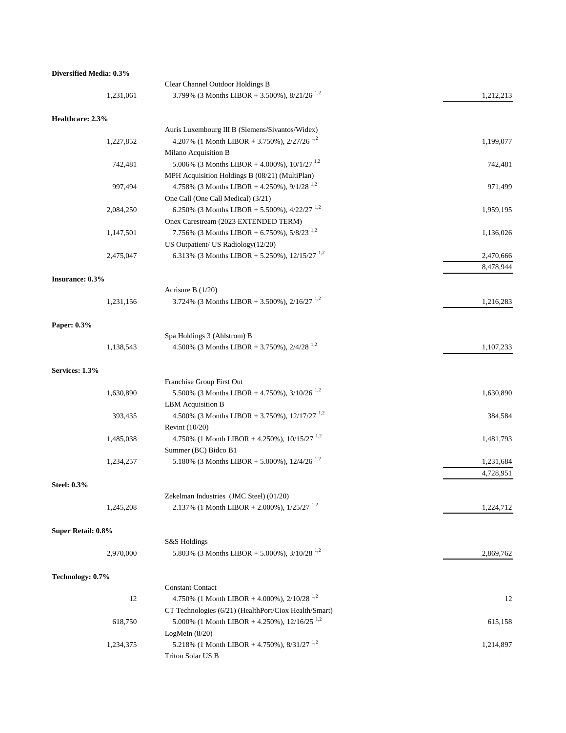| | | |
|---|---|---|
| **Diversified Media: 0.3%** | | |
| | Clear Channel Outdoor Holdings B | |
| 1,231,061 | 3.799% (3 Months LIBOR + 3.500%), 8/21/26 [1,2] | 1,212,213 |
| **Healthcare: 2.3%** | | |
| | Auris Luxembourg III B (Siemens/Sivantos/Widex) | |
| 1,227,852 | 4.207% (1 Month LIBOR + 3.750%), 2/27/26 [1,2] | 1,199,077 |
| | Milano Acquisition B | |
| 742,481 | 5.006% (3 Months LIBOR + 4.000%), 10/1/27 [1,2] | 742,481 |
| | MPH Acquisition Holdings B (08/21) (MultiPlan) | |
| 997,494 | 4.758% (3 Months LIBOR + 4.250%), 9/1/28 [1,2] | 971,499 |
| | One Call (One Call Medical) (3/21) | |
| 2,084,250 | 6.250% (3 Months LIBOR + 5.500%), 4/22/27 [1,2] | 1,959,195 |
| | Onex Carestream (2023 EXTENDED TERM) | |
| 1,147,501 | 7.756% (3 Months LIBOR + 6.750%), 5/8/23 [1,2] | 1,136,026 |
| | US Outpatient/ US Radiology(12/20) | |
| 2,475,047 | 6.313% (3 Months LIBOR + 5.250%), 12/15/27 [1,2] | 2,470,666 |
| | | 8,478,944 |
| **Insurance: 0.3%** | | |
| | Acrisure B (1/20) | |
| 1,231,156 | 3.724% (3 Months LIBOR + 3.500%), 2/16/27 [1,2] | 1,216,283 |
| **Paper: 0.3%** | | |
| | Spa Holdings 3 (Ahlstrom) B | |
| 1,138,543 | 4.500% (3 Months LIBOR + 3.750%), 2/4/28 [1,2] | 1,107,233 |
| **Services: 1.3%** | | |
| | Franchise Group First Out | |
| 1,630,890 | 5.500% (3 Months LIBOR + 4.750%), 3/10/26 [1,2] | 1,630,890 |
| | LBM Acquisition B | |
| 393,435 | 4.500% (3 Months LIBOR + 3.750%), 12/17/27 [1,2] | 384,584 |
| | Revint (10/20) | |
| 1,485,038 | 4.750% (1 Month LIBOR + 4.250%), 10/15/27 [1,2] | 1,481,793 |
| | Summer (BC) Bidco B1 | |
| 1,234,257 | 5.180% (3 Months LIBOR + 5.000%), 12/4/26 [1,2] | 1,231,684 |
| | | 4,728,951 |
| **Steel: 0.3%** | | |
| | Zekelman Industries (JMC Steel) (01/20) | |
| 1,245,208 | 2.137% (1 Month LIBOR + 2.000%), 1/25/27 [1,2] | 1,224,712 |
| **Super Retail: 0.8%** | | |
| | S&S Holdings | |
| 2,970,000 | 5.803% (3 Months LIBOR + 5.000%), 3/10/28 [1,2] | 2,869,762 |
| **Technology: 0.7%** | | |
| | Constant Contact | |
| 12 | 4.750% (1 Month LIBOR + 4.000%), 2/10/28 [1,2] | 12 |
| | CT Technologies (6/21) (HealthPort/Ciox Health/Smart) | |
| 618,750 | 5.000% (1 Month LIBOR + 4.250%), 12/16/25 [1,2] | 615,158 |
| | LogMeIn (8/20) | |
| 1,234,375 | 5.218% (1 Month LIBOR + 4.750%), 8/31/27 [1,2] | 1,214,897 |
| | Triton Solar US B | |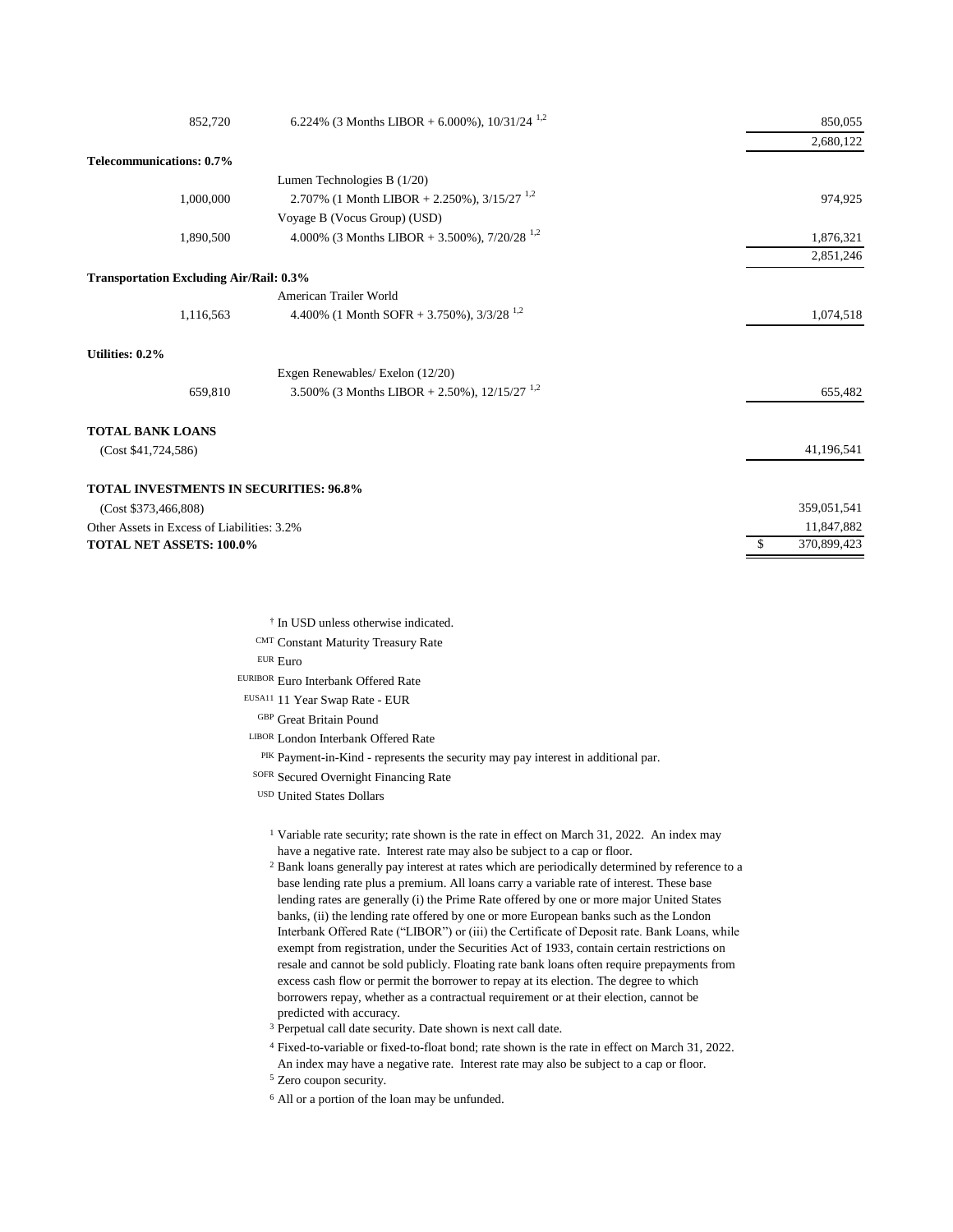| Principal Amount† | | Value |
|---|---|---|
| 852,720 | 6.224% (3 Months LIBOR + 6.000%), 10/31/24 [1,2] | 850,055 |
| | | 2,680,122 |
| **Telecommunications: 0.7%** | | |
| | Lumen Technologies B (1/20) | |
| 1,000,000 | 2.707% (1 Month LIBOR + 2.250%), 3/15/27 [1,2] | 974,925 |
| | Voyage B (Vocus Group) (USD) | |
| 1,890,500 | 4.000% (3 Months LIBOR + 3.500%), 7/20/28 [1,2] | 1,876,321 |
| | | 2,851,246 |
| **Transportation Excluding Air/Rail: 0.3%** | | |
| | American Trailer World | |
| 1,116,563 | 4.400% (1 Month SOFR + 3.750%), 3/3/28 [1,2] | 1,074,518 |
| **Utilities: 0.2%** | | |
| | Exgen Renewables/ Exelon (12/20) | |
| 659,810 | 3.500% (3 Months LIBOR + 2.50%), 12/15/27 [1,2] | 655,482 |
| **TOTAL BANK LOANS** | | |
| (Cost $41,724,586) | | 41,196,541 |
| **TOTAL INVESTMENTS IN SECURITIES: 96.8%** | | |
| (Cost $373,466,808) | | 359,051,541 |
| Other Assets in Excess of Liabilities: 3.2% | | 11,847,882 |
| **TOTAL NET ASSETS: 100.0%** | | $ 370,899,423 |

† In USD unless otherwise indicated.

CMT Constant Maturity Treasury Rate

EUR Euro

EURIBOR Euro Interbank Offered Rate

EUSA11 11 Year Swap Rate - EUR

GBP Great Britain Pound

LIBOR London Interbank Offered Rate

PIK Payment-in-Kind - represents the security may pay interest in additional par.

SOFR Secured Overnight Financing Rate

USD United States Dollars

[1] Variable rate security; rate shown is the rate in effect on March 31, 2022. An index may have a negative rate. Interest rate may also be subject to a cap or floor.

[2] Bank loans generally pay interest at rates which are periodically determined by reference to a base lending rate plus a premium. All loans carry a variable rate of interest. These base lending rates are generally (i) the Prime Rate offered by one or more major United States banks, (ii) the lending rate offered by one or more European banks such as the London Interbank Offered Rate ("LIBOR") or (iii) the Certificate of Deposit rate. Bank Loans, while exempt from registration, under the Securities Act of 1933, contain certain restrictions on resale and cannot be sold publicly. Floating rate bank loans often require prepayments from excess cash flow or permit the borrower to repay at its election. The degree to which borrowers repay, whether as a contractual requirement or at their election, cannot be predicted with accuracy.

[3] Perpetual call date security. Date shown is next call date.

[4] Fixed-to-variable or fixed-to-float bond; rate shown is the rate in effect on March 31, 2022. An index may have a negative rate. Interest rate may also be subject to a cap or floor.

[5] Zero coupon security.

[6] All or a portion of the loan may be unfunded.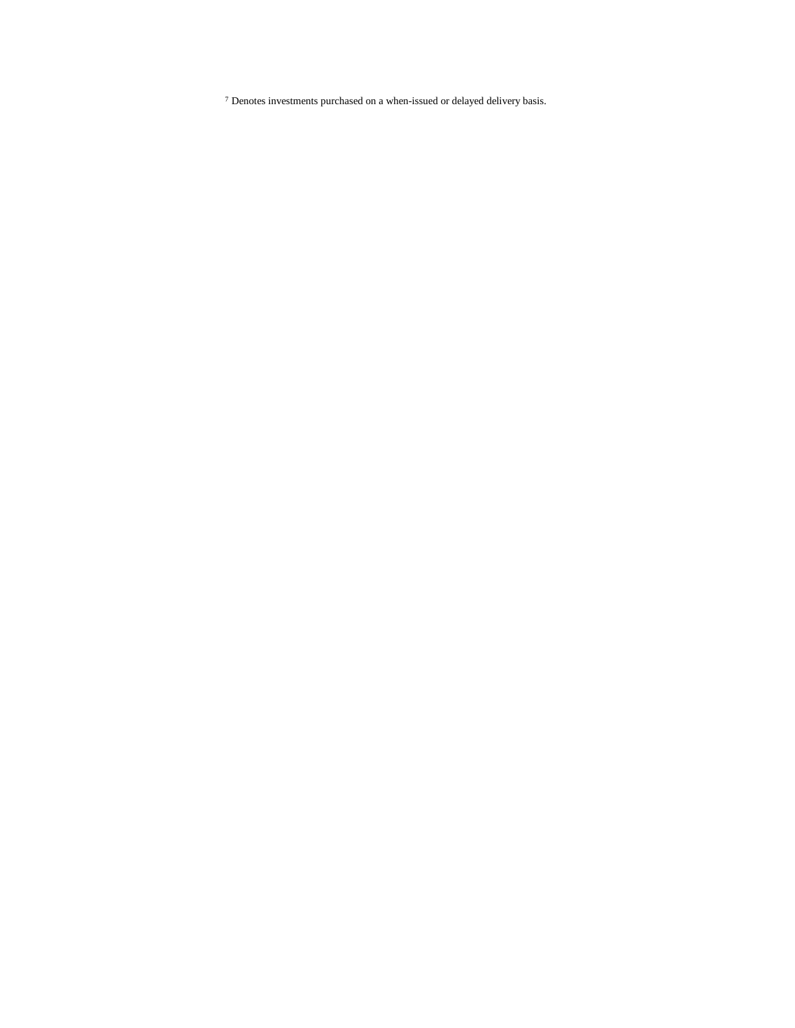[7] Denotes investments purchased on a when-issued or delayed delivery basis.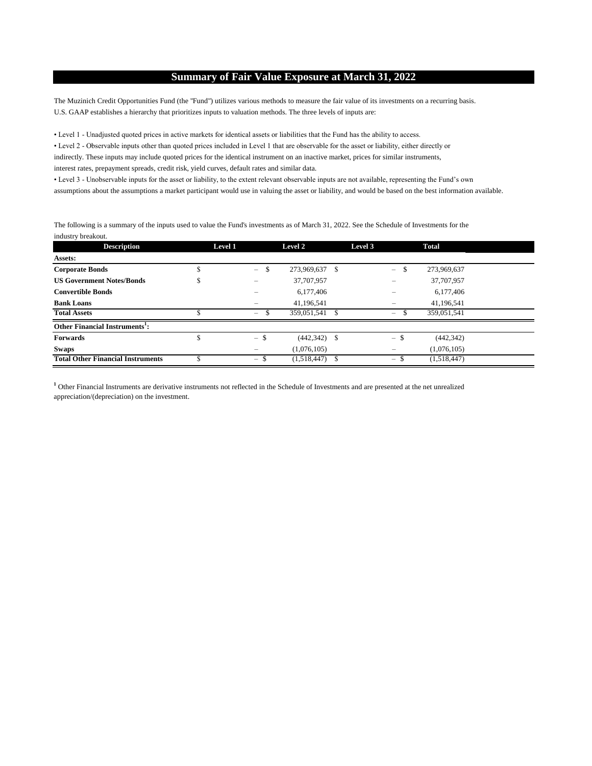## Summary of Fair Value Exposure at March 31, 2022

The Muzinich Credit Opportunities Fund (the "Fund") utilizes various methods to measure the fair value of its investments on a recurring basis. U.S. GAAP establishes a hierarchy that prioritizes inputs to valuation methods. The three levels of inputs are:

• Level 1 - Unadjusted quoted prices in active markets for identical assets or liabilities that the Fund has the ability to access.

• Level 2 - Observable inputs other than quoted prices included in Level 1 that are observable for the asset or liability, either directly or indirectly. These inputs may include quoted prices for the identical instrument on an inactive market, prices for similar instruments, interest rates, prepayment spreads, credit risk, yield curves, default rates and similar data.

• Level 3 - Unobservable inputs for the asset or liability, to the extent relevant observable inputs are not available, representing the Fund's own assumptions about the assumptions a market participant would use in valuing the asset or liability, and would be based on the best information available.

The following is a summary of the inputs used to value the Fund's investments as of March 31, 2022. See the Schedule of Investments for the industry breakout.

| Description | Level 1 | Level 2 | Level 3 | Total |
|---|---|---|---|---|
| **Assets:** | | | | |
| **Corporate Bonds** | $ – | $ 273,969,637 | $ – | $ 273,969,637 |
| **US Government Notes/Bonds** | $ – | 37,707,957 | – | 37,707,957 |
| **Convertible Bonds** | – | 6,177,406 | – | 6,177,406 |
| **Bank Loans** | – | 41,196,541 | – | 41,196,541 |
| **Total Assets** | $ – | $ 359,051,541 | $ – | $ 359,051,541 |
| **Other Financial Instruments[1]:** | | | | |
| **Forwards** | $ – | $ (442,342) | $ – | $ (442,342) |
| **Swaps** | – | (1,076,105) | – | (1,076,105) |
| **Total Other Financial Instruments** | $ – | $ (1,518,447) | $ – | $ (1,518,447) |

[1] Other Financial Instruments are derivative instruments not reflected in the Schedule of Investments and are presented at the net unrealized appreciation/(depreciation) on the investment.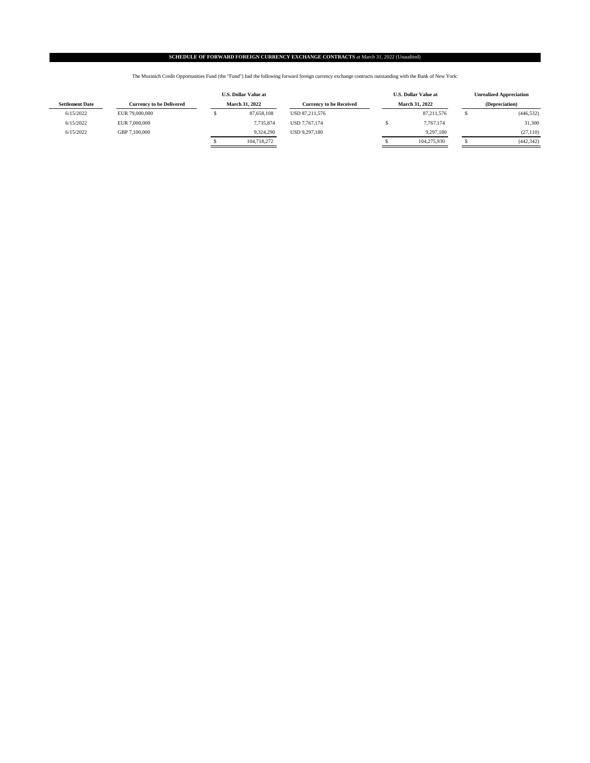**SCHEDULE OF FORWARD FOREIGN CURRENCY EXCHANGE CONTRACTS** at March 31, 2022 (Unaudited)

The Muzinich Credit Opportunities Fund (the "Fund") had the following forward foreign currency exchange contracts outstanding with the Bank of New York:

| Settlement Date | Currency to be Delivered | U.S. Dollar Value at March 31, 2022 | Currency to be Received | U.S. Dollar Value at March 31, 2022 | Unrealized Appreciation (Depreciation) |
|---|---|---|---|---|---|
| 6/15/2022 | EUR 79,000,000 | $ 87,658,108 | USD 87,211,576 | 87,211,576 | $ (446,532) |
| 6/15/2022 | EUR 7,000,000 | 7,735,874 | USD 7,767,174 | $ 7,767,174 | 31,300 |
| 6/15/2022 | GBP 7,100,000 | 9,324,290 | USD 9,297,180 | 9,297,180 | (27,110) |
| | | $ 104,718,272 | | $ 104,275,930 | $ (442,342) |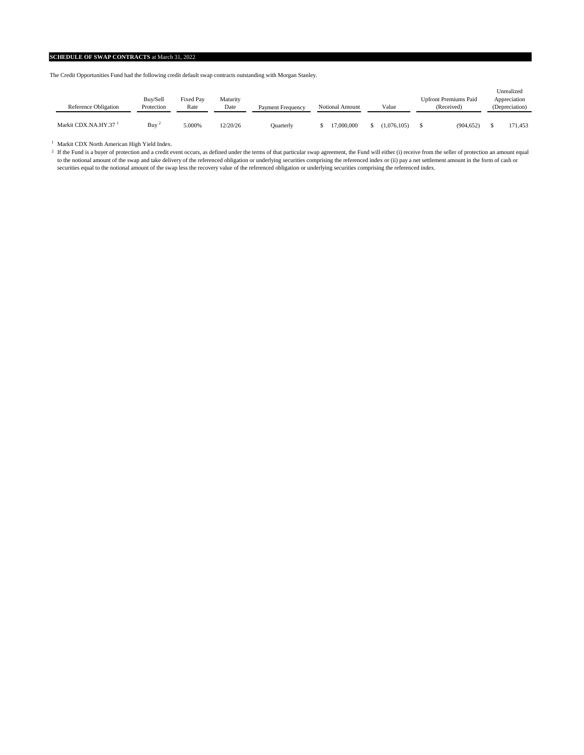**SCHEDULE OF SWAP CONTRACTS** at March 31, 2022

The Credit Opportunities Fund had the following credit default swap contracts outstanding with Morgan Stanley.

| Reference Obligation | Buy/Sell Protection | Fixed Pay Rate | Maturity Date | Payment Frequency | Notional Amount | Value | Upfront Premiums Paid (Received) | Unrealized Appreciation (Depreciation) |
|---|---|---|---|---|---|---|---|---|
| Markit CDX.NA.HY.37 [1] | Buy [2] | 5.000% | 12/20/26 | Quarterly | $ 17,000,000 | $ (1,076,105) | $ (904,652) | $ 171,453 |

[1] Markit CDX North American High Yield Index.

[2] If the Fund is a buyer of protection and a credit event occurs, as defined under the terms of that particular swap agreement, the Fund will either (i) receive from the seller of protection an amount equal to the notional amount of the swap and take delivery of the referenced obligation or underlying securities comprising the referenced index or (ii) pay a net settlement amount in the form of cash or securities equal to the notional amount of the swap less the recovery value of the referenced obligation or underlying securities comprising the referenced index.